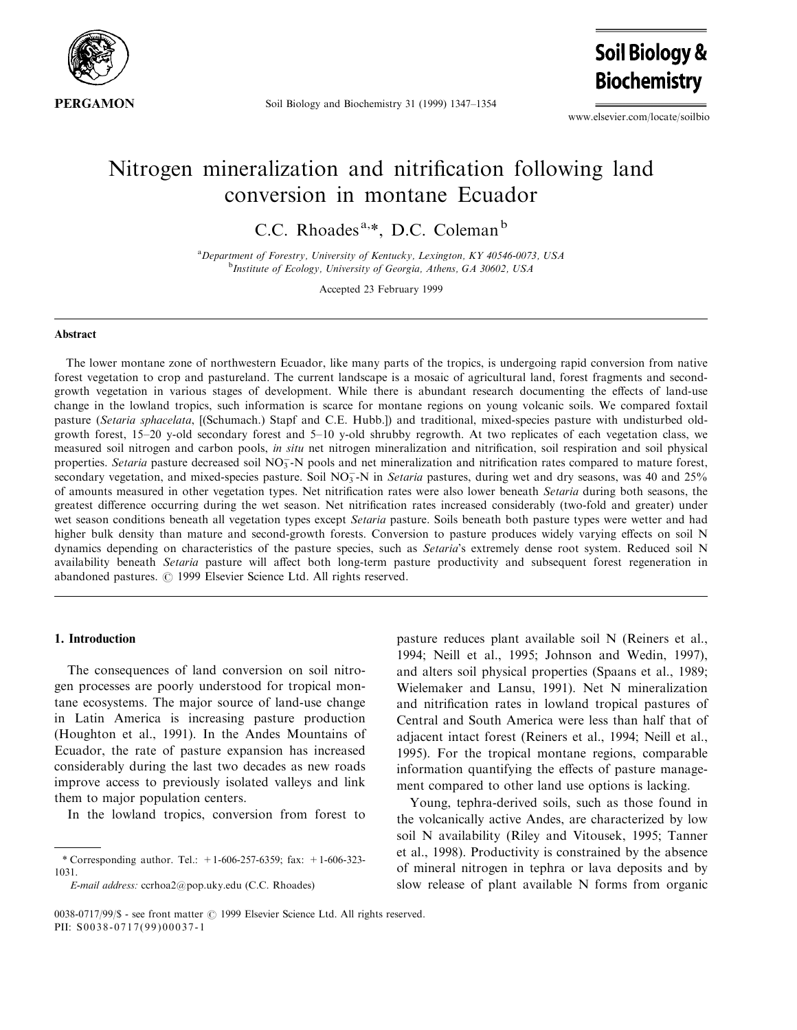# Nitrogen mineralization and nitrification following land conversion in montane Ecuador

C.C. Rhoades[a,*], D.C. Coleman[b]

[a]Department of Forestry, University of Kentucky, Lexington, KY 40546-0073, USA
[b]Institute of Ecology, University of Georgia, Athens, GA 30602, USA

Accepted 23 February 1999

## Abstract

The lower montane zone of northwestern Ecuador, like many parts of the tropics, is undergoing rapid conversion from native forest vegetation to crop and pastureland. The current landscape is a mosaic of agricultural land, forest fragments and second-growth vegetation in various stages of development. While there is abundant research documenting the effects of land-use change in the lowland tropics, such information is scarce for montane regions on young volcanic soils. We compared foxtail pasture (*Setaria sphacelata*, [(Schumach.) Stapf and C.E. Hubb.]) and traditional, mixed-species pasture with undisturbed old-growth forest, 15–20 y-old secondary forest and 5–10 y-old shrubby regrowth. At two replicates of each vegetation class, we measured soil nitrogen and carbon pools, *in situ* net nitrogen mineralization and nitrification, soil respiration and soil physical properties. *Setaria* pasture decreased soil $NO_3^-$-N pools and net mineralization and nitrification rates compared to mature forest, secondary vegetation, and mixed-species pasture. Soil $NO_3^-$-N in *Setaria* pastures, during wet and dry seasons, was 40 and 25% of amounts measured in other vegetation types. Net nitrification rates were also lower beneath *Setaria* during both seasons, the greatest difference occurring during the wet season. Net nitrification rates increased considerably (two-fold and greater) under wet season conditions beneath all vegetation types except *Setaria* pasture. Soils beneath both pasture types were wetter and had higher bulk density than mature and second-growth forests. Conversion to pasture produces widely varying effects on soil N dynamics depending on characteristics of the pasture species, such as *Setaria*'s extremely dense root system. Reduced soil N availability beneath *Setaria* pasture will affect both long-term pasture productivity and subsequent forest regeneration in abandoned pastures. © 1999 Elsevier Science Ltd. All rights reserved.

## 1. Introduction

The consequences of land conversion on soil nitrogen processes are poorly understood for tropical montane ecosystems. The major source of land-use change in Latin America is increasing pasture production (Houghton et al., 1991). In the Andes Mountains of Ecuador, the rate of pasture expansion has increased considerably during the last two decades as new roads improve access to previously isolated valleys and link them to major population centers.

In the lowland tropics, conversion from forest to pasture reduces plant available soil N (Reiners et al., 1994; Neill et al., 1995; Johnson and Wedin, 1997), and alters soil physical properties (Spaans et al., 1989; Wielemaker and Lansu, 1991). Net N mineralization and nitrification rates in lowland tropical pastures of Central and South America were less than half that of adjacent intact forest (Reiners et al., 1994; Neill et al., 1995). For the tropical montane regions, comparable information quantifying the effects of pasture management compared to other land use options is lacking.

Young, tephra-derived soils, such as those found in the volcanically active Andes, are characterized by low soil N availability (Riley and Vitousek, 1995; Tanner et al., 1998). Productivity is constrained by the absence of mineral nitrogen in tephra or lava deposits and by slow release of plant available N forms from organic

* Corresponding author. Tel.: +1-606-257-6359; fax: +1-606-323-1031.
*E-mail address:* ccrhoa2@pop.uky.edu (C.C. Rhoades)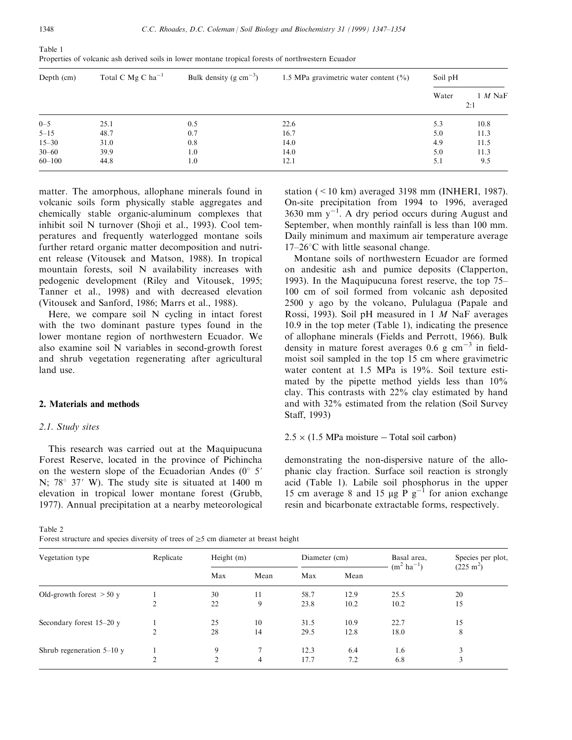Table 1
Properties of volcanic ash derived soils in lower montane tropical forests of northwestern Ecuador

| Depth (cm) | Total C Mg C $ha^{-1}$ | Bulk density (g $cm^{-3}$) | 1.5 MPa gravimetric water content (%) | Soil pH | |
|---|---|---|---|---|---|
| | | | | Water | 1 *M* NaF |
| | | | | 2:1 | |
| 0–5 | 25.1 | 0.5 | 22.6 | 5.3 | 10.8 |
| 5–15 | 48.7 | 0.7 | 16.7 | 5.0 | 11.3 |
| 15–30 | 31.0 | 0.8 | 14.0 | 4.9 | 11.5 |
| 30–60 | 39.9 | 1.0 | 14.0 | 5.0 | 11.3 |
| 60–100 | 44.8 | 1.0 | 12.1 | 5.1 | 9.5 |

matter. The amorphous, allophane minerals found in volcanic soils form physically stable aggregates and chemically stable organic-aluminum complexes that inhibit soil N turnover (Shoji et al., 1993). Cool temperatures and frequently waterlogged montane soils further retard organic matter decomposition and nutrient release (Vitousek and Matson, 1988). In tropical mountain forests, soil N availability increases with pedogenic development (Riley and Vitousek, 1995; Tanner et al., 1998) and with decreased elevation (Vitousek and Sanford, 1986; Marrs et al., 1988).

Here, we compare soil N cycling in intact forest with the two dominant pasture types found in the lower montane region of northwestern Ecuador. We also examine soil N variables in second-growth forest and shrub vegetation regenerating after agricultural land use.

## 2. Materials and methods

### 2.1. Study sites

This research was carried out at the Maquipucuna Forest Reserve, located in the province of Pichincha on the western slope of the Ecuadorian Andes (0° 5′ N; 78° 37′ W). The study site is situated at 1400 m elevation in tropical lower montane forest (Grubb, 1977). Annual precipitation at a nearby meteorological station (< 10 km) averaged 3198 mm (INHERI, 1987). On-site precipitation from 1994 to 1996, averaged 3630 mm $y^{-1}$. A dry period occurs during August and September, when monthly rainfall is less than 100 mm. Daily minimum and maximum air temperature average 17–26°C with little seasonal change.

Montane soils of northwestern Ecuador are formed on andesitic ash and pumice deposits (Clapperton, 1993). In the Maquipucuna forest reserve, the top 75–100 cm of soil formed from volcanic ash deposited 2500 y ago by the volcano, Pululagua (Papale and Rossi, 1993). Soil pH measured in 1 *M* NaF averages 10.9 in the top meter (Table 1), indicating the presence of allophane minerals (Fields and Perrott, 1966). Bulk density in mature forest averages 0.6 g $cm^{-3}$ in field-moist soil sampled in the top 15 cm where gravimetric water content at 1.5 MPa is 19%. Soil texture estimated by the pipette method yields less than 10% clay. This contrasts with 22% clay estimated by hand and with 32% estimated from the relation (Soil Survey Staff, 1993)

$$2.5 \times (1.5\ \text{MPa moisture} - \text{Total soil carbon})$$

demonstrating the non-dispersive nature of the allophanic clay fraction. Surface soil reaction is strongly acid (Table 1). Labile soil phosphorus in the upper 15 cm average 8 and 15 μg P $g^{-1}$ for anion exchange resin and bicarbonate extractable forms, respectively.

Table 2
Forest structure and species diversity of trees of ≥5 cm diameter at breast height

| Vegetation type | Replicate | Height (m) | | Diameter (cm) | | Basal area, ($m^2$ $ha^{-1}$) | Species per plot, (225 $m^2$) |
|---|---|---|---|---|---|---|---|
| | | Max | Mean | Max | Mean | | |
| Old-growth forest > 50 y | 1 | 30 | 11 | 58.7 | 12.9 | 25.5 | 20 |
| | 2 | 22 | 9 | 23.8 | 10.2 | 10.2 | 15 |
| Secondary forest 15–20 y | 1 | 25 | 10 | 31.5 | 10.9 | 22.7 | 15 |
| | 2 | 28 | 14 | 29.5 | 12.8 | 18.0 | 8 |
| Shrub regeneration 5–10 y | 1 | 9 | 7 | 12.3 | 6.4 | 1.6 | 3 |
| | 2 | 2 | 4 | 17.7 | 7.2 | 6.8 | 3 |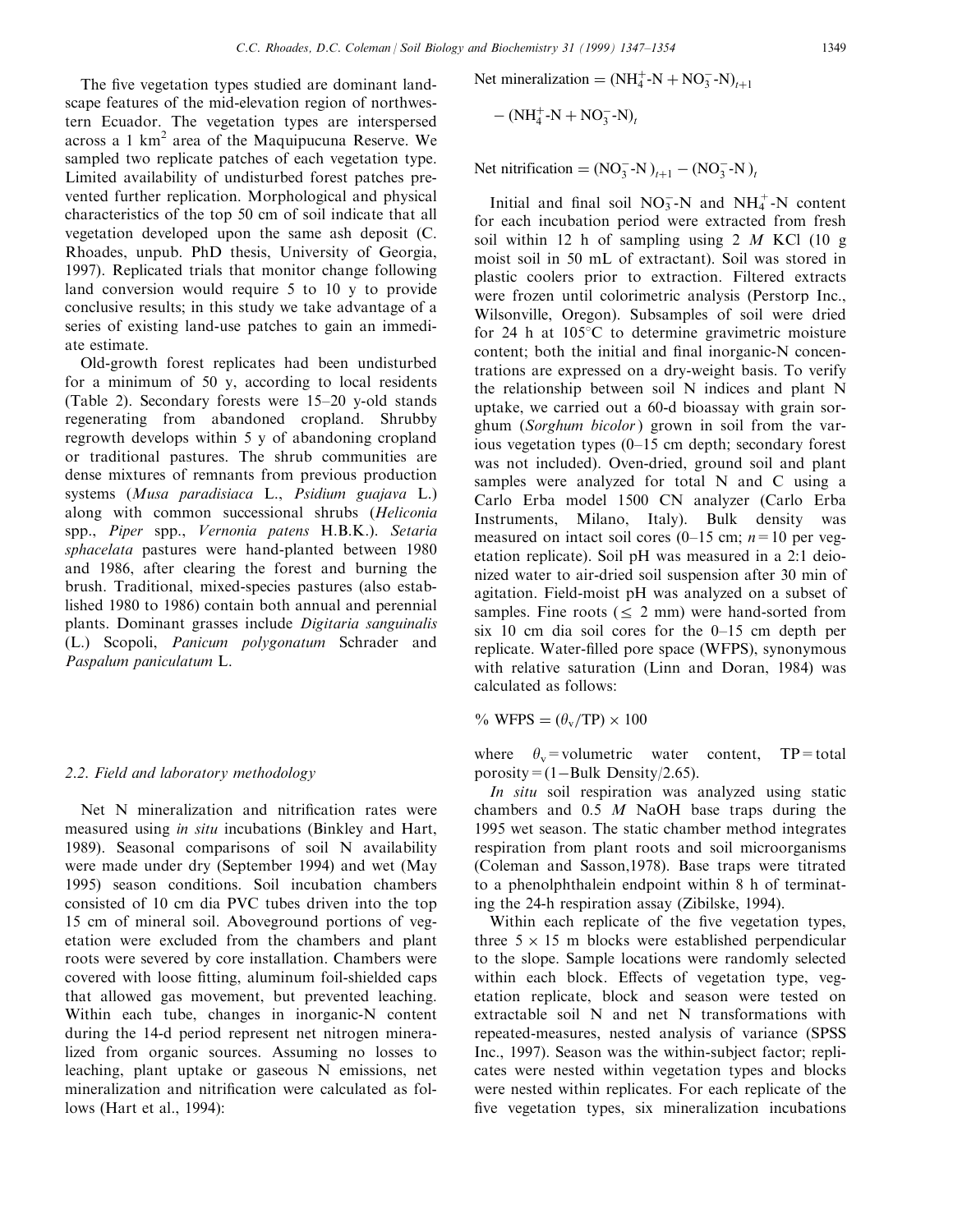The five vegetation types studied are dominant landscape features of the mid-elevation region of northwestern Ecuador. The vegetation types are interspersed across a 1 $km^2$ area of the Maquipucuna Reserve. We sampled two replicate patches of each vegetation type. Limited availability of undisturbed forest patches prevented further replication. Morphological and physical characteristics of the top 50 cm of soil indicate that all vegetation developed upon the same ash deposit (C. Rhoades, unpub. PhD thesis, University of Georgia, 1997). Replicated trials that monitor change following land conversion would require 5 to 10 y to provide conclusive results; in this study we take advantage of a series of existing land-use patches to gain an immediate estimate.

Old-growth forest replicates had been undisturbed for a minimum of 50 y, according to local residents (Table 2). Secondary forests were 15–20 y-old stands regenerating from abandoned cropland. Shrubby regrowth develops within 5 y of abandoning cropland or traditional pastures. The shrub communities are dense mixtures of remnants from previous production systems (*Musa paradisiaca* L., *Psidium guajava* L.) along with common successional shrubs (*Heliconia* spp., *Piper* spp., *Vernonia patens* H.B.K.). *Setaria sphacelata* pastures were hand-planted between 1980 and 1986, after clearing the forest and burning the brush. Traditional, mixed-species pastures (also established 1980 to 1986) contain both annual and perennial plants. Dominant grasses include *Digitaria sanguinalis* (L.) Scopoli, *Panicum polygonatum* Schrader and *Paspalum paniculatum* L.

### 2.2. Field and laboratory methodology

Net N mineralization and nitrification rates were measured using *in situ* incubations (Binkley and Hart, 1989). Seasonal comparisons of soil N availability were made under dry (September 1994) and wet (May 1995) season conditions. Soil incubation chambers consisted of 10 cm dia PVC tubes driven into the top 15 cm of mineral soil. Aboveground portions of vegetation were excluded from the chambers and plant roots were severed by core installation. Chambers were covered with loose fitting, aluminum foil-shielded caps that allowed gas movement, but prevented leaching. Within each tube, changes in inorganic-N content during the 14-d period represent net nitrogen mineralized from organic sources. Assuming no losses to leaching, plant uptake or gaseous N emissions, net mineralization and nitrification were calculated as follows (Hart et al., 1994):

$$\text{Net mineralization} = (NH_4^+\text{-N} + NO_3^-\text{-N})_{t+1} - (NH_4^+\text{-N} + NO_3^-\text{-N})_t$$

$$\text{Net nitrification} = (NO_3^-\text{-N})_{t+1} - (NO_3^-\text{-N})_t$$

Initial and final soil $NO_3^-$-N and $NH_4^+$-N content for each incubation period were extracted from fresh soil within 12 h of sampling using 2 *M* KCl (10 g moist soil in 50 mL of extractant). Soil was stored in plastic coolers prior to extraction. Filtered extracts were frozen until colorimetric analysis (Perstorp Inc., Wilsonville, Oregon). Subsamples of soil were dried for 24 h at 105°C to determine gravimetric moisture content; both the initial and final inorganic-N concentrations are expressed on a dry-weight basis. To verify the relationship between soil N indices and plant N uptake, we carried out a 60-d bioassay with grain sorghum (*Sorghum bicolor*) grown in soil from the various vegetation types (0–15 cm depth; secondary forest was not included). Oven-dried, ground soil and plant samples were analyzed for total N and C using a Carlo Erba model 1500 CN analyzer (Carlo Erba Instruments, Milano, Italy). Bulk density was measured on intact soil cores (0–15 cm; $n = 10$ per vegetation replicate). Soil pH was measured in a 2:1 deionized water to air-dried soil suspension after 30 min of agitation. Field-moist pH was analyzed on a subset of samples. Fine roots ($\leq$ 2 mm) were hand-sorted from six 10 cm dia soil cores for the 0–15 cm depth per replicate. Water-filled pore space (WFPS), synonymous with relative saturation (Linn and Doran, 1984) was calculated as follows:

$$\%\ \text{WFPS} = (\theta_v/\text{TP}) \times 100$$

where $\theta_v$ = volumetric water content, TP = total porosity = (1−Bulk Density/2.65).

*In situ* soil respiration was analyzed using static chambers and 0.5 *M* NaOH base traps during the 1995 wet season. The static chamber method integrates respiration from plant roots and soil microorganisms (Coleman and Sasson,1978). Base traps were titrated to a phenolphthalein endpoint within 8 h of terminating the 24-h respiration assay (Zibilske, 1994).

Within each replicate of the five vegetation types, three 5 × 15 m blocks were established perpendicular to the slope. Sample locations were randomly selected within each block. Effects of vegetation type, vegetation replicate, block and season were tested on extractable soil N and net N transformations with repeated-measures, nested analysis of variance (SPSS Inc., 1997). Season was the within-subject factor; replicates were nested within vegetation types and blocks were nested within replicates. For each replicate of the five vegetation types, six mineralization incubations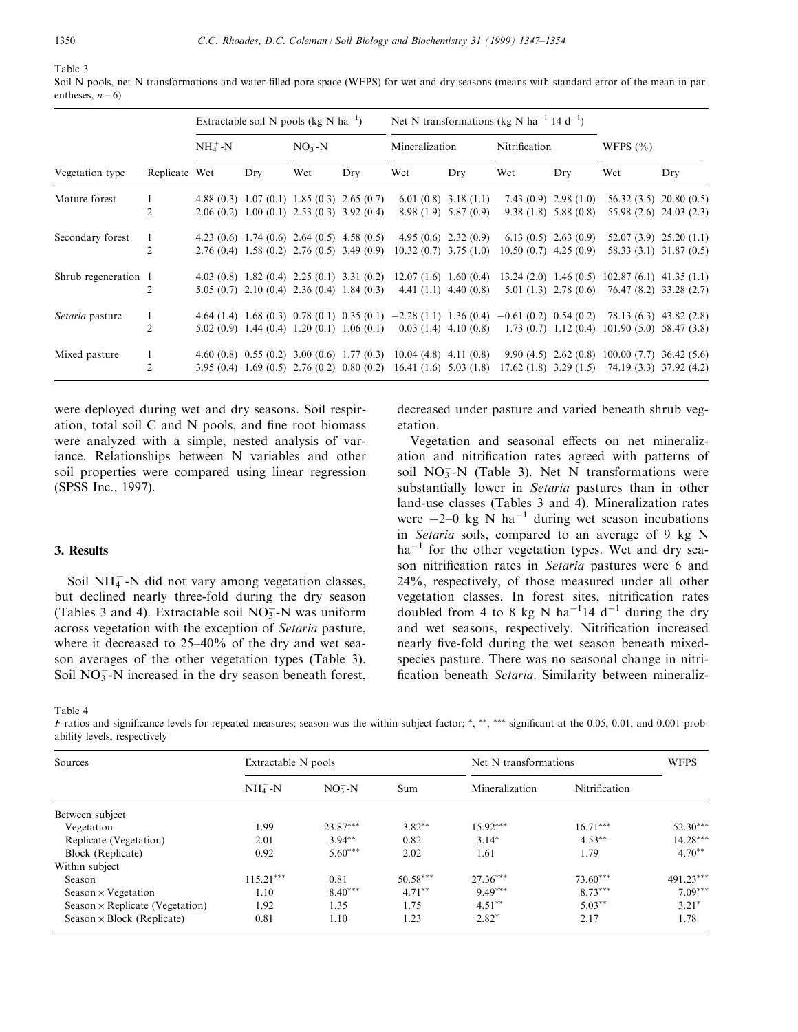Table 3

Soil N pools, net N transformations and water-filled pore space (WFPS) for wet and dry seasons (means with standard error of the mean in parentheses, $n=6$)

| | | Extractable soil N pools (kg N $ha^{-1}$) | | | | Net N transformations (kg N $ha^{-1}$ 14 $d^{-1}$) | | | | | |
|---|---|---|---|---|---|---|---|---|---|---|---|
| | | $NH_4^+$-N | | $NO_3^-$-N | | Mineralization | | Nitrification | | WFPS (%) | |
| Vegetation type | Replicate | Wet | Dry | Wet | Dry | Wet | Dry | Wet | Dry | Wet | Dry |
| Mature forest | 1 | 4.88 (0.3) | 1.07 (0.1) | 1.85 (0.3) | 2.65 (0.7) | 6.01 (0.8) | 3.18 (1.1) | 7.43 (0.9) | 2.98 (1.0) | 56.32 (3.5) | 20.80 (0.5) |
| | 2 | 2.06 (0.2) | 1.00 (0.1) | 2.53 (0.3) | 3.92 (0.4) | 8.98 (1.9) | 5.87 (0.9) | 9.38 (1.8) | 5.88 (0.8) | 55.98 (2.6) | 24.03 (2.3) |
| Secondary forest | 1 | 4.23 (0.6) | 1.74 (0.6) | 2.64 (0.5) | 4.58 (0.5) | 4.95 (0.6) | 2.32 (0.9) | 6.13 (0.5) | 2.63 (0.9) | 52.07 (3.9) | 25.20 (1.1) |
| | 2 | 2.76 (0.4) | 1.58 (0.2) | 2.76 (0.5) | 3.49 (0.9) | 10.32 (0.7) | 3.75 (1.0) | 10.50 (0.7) | 4.25 (0.9) | 58.33 (3.1) | 31.87 (0.5) |
| Shrub regeneration | 1 | 4.03 (0.8) | 1.82 (0.4) | 2.25 (0.1) | 3.31 (0.2) | 12.07 (1.6) | 1.60 (0.4) | 13.24 (2.0) | 1.46 (0.5) | 102.87 (6.1) | 41.35 (1.1) |
| | 2 | 5.05 (0.7) | 2.10 (0.4) | 2.36 (0.4) | 1.84 (0.3) | 4.41 (1.1) | 4.40 (0.8) | 5.01 (1.3) | 2.78 (0.6) | 76.47 (8.2) | 33.28 (2.7) |
| *Setaria* pasture | 1 | 4.64 (1.4) | 1.68 (0.3) | 0.78 (0.1) | 0.35 (0.1) | −2.28 (1.1) | 1.36 (0.4) | −0.61 (0.2) | 0.54 (0.2) | 78.13 (6.3) | 43.82 (2.8) |
| | 2 | 5.02 (0.9) | 1.44 (0.4) | 1.20 (0.1) | 1.06 (0.1) | 0.03 (1.4) | 4.10 (0.8) | 1.73 (0.7) | 1.12 (0.4) | 101.90 (5.0) | 58.47 (3.8) |
| Mixed pasture | 1 | 4.60 (0.8) | 0.55 (0.2) | 3.00 (0.6) | 1.77 (0.3) | 10.04 (4.8) | 4.11 (0.8) | 9.90 (4.5) | 2.62 (0.8) | 100.00 (7.7) | 36.42 (5.6) |
| | 2 | 3.95 (0.4) | 1.69 (0.5) | 2.76 (0.2) | 0.80 (0.2) | 16.41 (1.6) | 5.03 (1.8) | 17.62 (1.8) | 3.29 (1.5) | 74.19 (3.3) | 37.92 (4.2) |

were deployed during wet and dry seasons. Soil respiration, total soil C and N pools, and fine root biomass were analyzed with a simple, nested analysis of variance. Relationships between N variables and other soil properties were compared using linear regression (SPSS Inc., 1997).

## 3. Results

Soil $NH_4^+$-N did not vary among vegetation classes, but declined nearly three-fold during the dry season (Tables 3 and 4). Extractable soil $NO_3^-$-N was uniform across vegetation with the exception of *Setaria* pasture, where it decreased to 25–40% of the dry and wet season averages of the other vegetation types (Table 3). Soil $NO_3^-$-N increased in the dry season beneath forest, decreased under pasture and varied beneath shrub vegetation.

Vegetation and seasonal effects on net mineralization and nitrification rates agreed with patterns of soil $NO_3^-$-N (Table 3). Net N transformations were substantially lower in *Setaria* pastures than in other land-use classes (Tables 3 and 4). Mineralization rates were −2–0 kg N $ha^{-1}$ during wet season incubations in *Setaria* soils, compared to an average of 9 kg N $ha^{-1}$ for the other vegetation types. Wet and dry season nitrification rates in *Setaria* pastures were 6 and 24%, respectively, of those measured under all other vegetation classes. In forest sites, nitrification rates doubled from 4 to 8 kg N $ha^{-1}$14 $d^{-1}$ during the dry and wet seasons, respectively. Nitrification increased nearly five-fold during the wet season beneath mixed-species pasture. There was no seasonal change in nitrification beneath *Setaria*. Similarity between mineraliz-

Table 4

*F*-ratios and significance levels for repeated measures; season was the within-subject factor; *, **, *** significant at the 0.05, 0.01, and 0.001 probability levels, respectively

| Sources | Extractable N pools | | | Net N transformations | | WFPS |
|---|---|---|---|---|---|---|
| | $NH_4^+$-N | $NO_3^-$-N | Sum | Mineralization | Nitrification | |
| Between subject | | | | | | |
| Vegetation | 1.99 | 23.87*** | 3.82** | 15.92*** | 16.71*** | 52.30*** |
| Replicate (Vegetation) | 2.01 | 3.94** | 0.82 | 3.14* | 4.53** | 14.28*** |
| Block (Replicate) | 0.92 | 5.60*** | 2.02 | 1.61 | 1.79 | 4.70** |
| Within subject | | | | | | |
| Season | 115.21*** | 0.81 | 50.58*** | 27.36*** | 73.60*** | 491.23*** |
| Season × Vegetation | 1.10 | 8.40*** | 4.71** | 9.49*** | 8.73*** | 7.09*** |
| Season × Replicate (Vegetation) | 1.92 | 1.35 | 1.75 | 4.51** | 5.03** | 3.21* |
| Season × Block (Replicate) | 0.81 | 1.10 | 1.23 | 2.82* | 2.17 | 1.78 |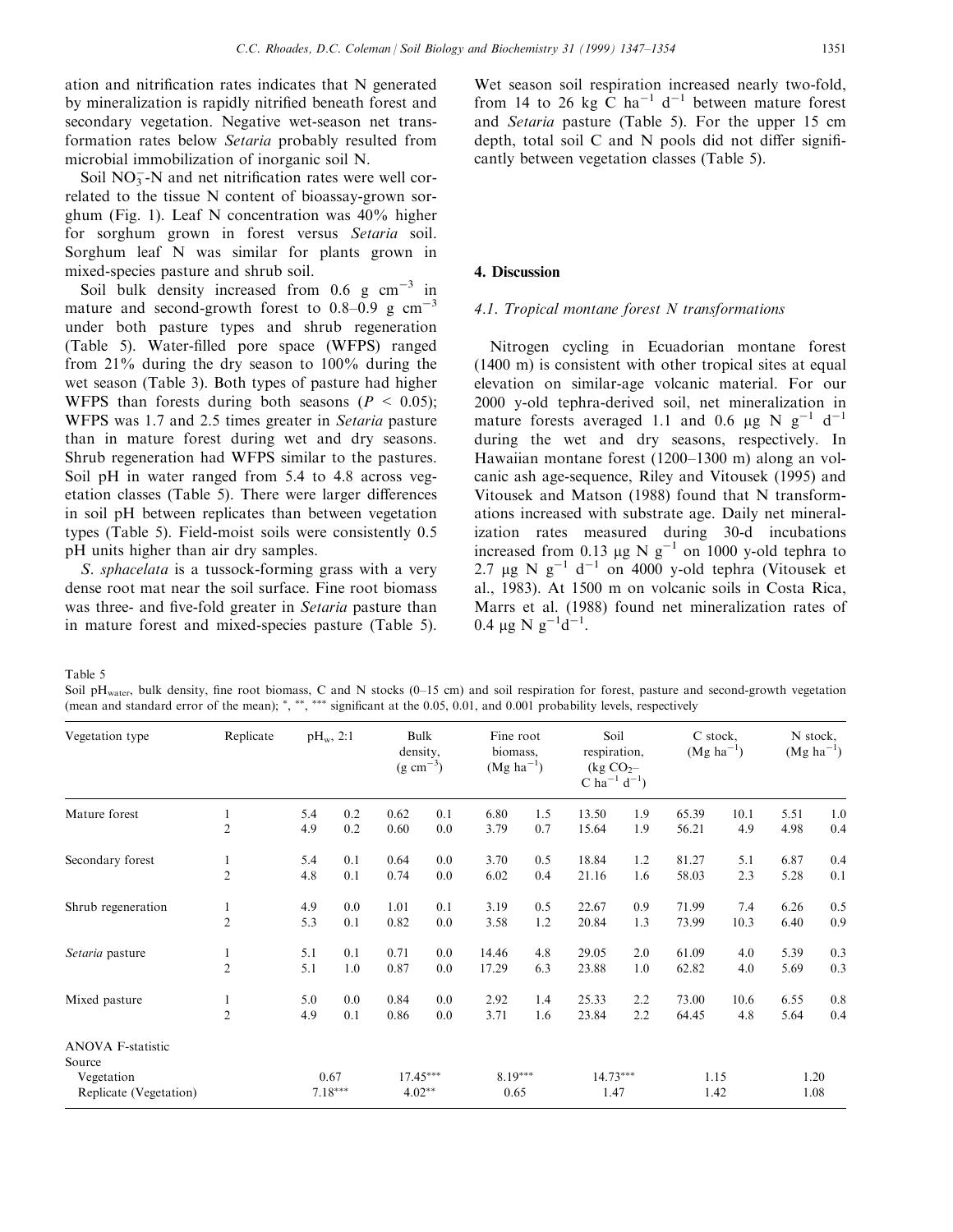ation and nitrification rates indicates that N generated by mineralization is rapidly nitrified beneath forest and secondary vegetation. Negative wet-season net transformation rates below *Setaria* probably resulted from microbial immobilization of inorganic soil N.

Soil $NO_3^-$-N and net nitrification rates were well correlated to the tissue N content of bioassay-grown sorghum (Fig. 1). Leaf N concentration was 40% higher for sorghum grown in forest versus *Setaria* soil. Sorghum leaf N was similar for plants grown in mixed-species pasture and shrub soil.

Soil bulk density increased from 0.6 g $cm^{-3}$ in mature and second-growth forest to 0.8–0.9 g $cm^{-3}$ under both pasture types and shrub regeneration (Table 5). Water-filled pore space (WFPS) ranged from 21% during the dry season to 100% during the wet season (Table 3). Both types of pasture had higher WFPS than forests during both seasons ($P < 0.05$); WFPS was 1.7 and 2.5 times greater in *Setaria* pasture than in mature forest during wet and dry seasons. Shrub regeneration had WFPS similar to the pastures. Soil pH in water ranged from 5.4 to 4.8 across vegetation classes (Table 5). There were larger differences in soil pH between replicates than between vegetation types (Table 5). Field-moist soils were consistently 0.5 pH units higher than air dry samples.

*S. sphacelata* is a tussock-forming grass with a very dense root mat near the soil surface. Fine root biomass was three- and five-fold greater in *Setaria* pasture than in mature forest and mixed-species pasture (Table 5). Wet season soil respiration increased nearly two-fold, from 14 to 26 kg C $ha^{-1}$ $d^{-1}$ between mature forest and *Setaria* pasture (Table 5). For the upper 15 cm depth, total soil C and N pools did not differ significantly between vegetation classes (Table 5).

## 4. Discussion

### 4.1. Tropical montane forest N transformations

Nitrogen cycling in Ecuadorian montane forest (1400 m) is consistent with other tropical sites at equal elevation on similar-age volcanic material. For our 2000 y-old tephra-derived soil, net mineralization in mature forests averaged 1.1 and 0.6 μg N $g^{-1}$ $d^{-1}$ during the wet and dry seasons, respectively. In Hawaiian montane forest (1200–1300 m) along an volcanic ash age-sequence, Riley and Vitousek (1995) and Vitousek and Matson (1988) found that N transformations increased with substrate age. Daily net mineralization rates measured during 30-d incubations increased from 0.13 μg N $g^{-1}$ on 1000 y-old tephra to 2.7 μg N $g^{-1}$ $d^{-1}$ on 4000 y-old tephra (Vitousek et al., 1983). At 1500 m on volcanic soils in Costa Rica, Marrs et al. (1988) found net mineralization rates of 0.4 μg N $g^{-1}d^{-1}$.

Table 5
Soil $pH_{water}$, bulk density, fine root biomass, C and N stocks (0–15 cm) and soil respiration for forest, pasture and second-growth vegetation (mean and standard error of the mean); *, **, *** significant at the 0.05, 0.01, and 0.001 probability levels, respectively

| Vegetation type | Replicate | $pH_w$, 2:1 | | Bulk density, (g $cm^{-3}$) | | Fine root biomass, (Mg $ha^{-1}$) | | Soil respiration, (kg $CO_2$–C $ha^{-1}$ $d^{-1}$) | | C stock, (Mg $ha^{-1}$) | | N stock, (Mg $ha^{-1}$) | |
|---|---|---|---|---|---|---|---|---|---|---|---|---|---|
| Mature forest | 1 | 5.4 | 0.2 | 0.62 | 0.1 | 6.80 | 1.5 | 13.50 | 1.9 | 65.39 | 10.1 | 5.51 | 1.0 |
| | 2 | 4.9 | 0.2 | 0.60 | 0.0 | 3.79 | 0.7 | 15.64 | 1.9 | 56.21 | 4.9 | 4.98 | 0.4 |
| Secondary forest | 1 | 5.4 | 0.1 | 0.64 | 0.0 | 3.70 | 0.5 | 18.84 | 1.2 | 81.27 | 5.1 | 6.87 | 0.4 |
| | 2 | 4.8 | 0.1 | 0.74 | 0.0 | 6.02 | 0.4 | 21.16 | 1.6 | 58.03 | 2.3 | 5.28 | 0.1 |
| Shrub regeneration | 1 | 4.9 | 0.0 | 1.01 | 0.1 | 3.19 | 0.5 | 22.67 | 0.9 | 71.99 | 7.4 | 6.26 | 0.5 |
| | 2 | 5.3 | 0.1 | 0.82 | 0.0 | 3.58 | 1.2 | 20.84 | 1.3 | 73.99 | 10.3 | 6.40 | 0.9 |
| *Setaria* pasture | 1 | 5.1 | 0.1 | 0.71 | 0.0 | 14.46 | 4.8 | 29.05 | 2.0 | 61.09 | 4.0 | 5.39 | 0.3 |
| | 2 | 5.1 | 1.0 | 0.87 | 0.0 | 17.29 | 6.3 | 23.88 | 1.0 | 62.82 | 4.0 | 5.69 | 0.3 |
| Mixed pasture | 1 | 5.0 | 0.0 | 0.84 | 0.0 | 2.92 | 1.4 | 25.33 | 2.2 | 73.00 | 10.6 | 6.55 | 0.8 |
| | 2 | 4.9 | 0.1 | 0.86 | 0.0 | 3.71 | 1.6 | 23.84 | 2.2 | 64.45 | 4.8 | 5.64 | 0.4 |
| ANOVA F-statistic | | | | | | | | | | | | | |
| Source | | | | | | | | | | | | | |
| Vegetation | | 0.67 | | 17.45*** | | 8.19*** | | 14.73*** | | 1.15 | | 1.20 | |
| Replicate (Vegetation) | | 7.18*** | | 4.02** | | 0.65 | | 1.47 | | 1.42 | | 1.08 | |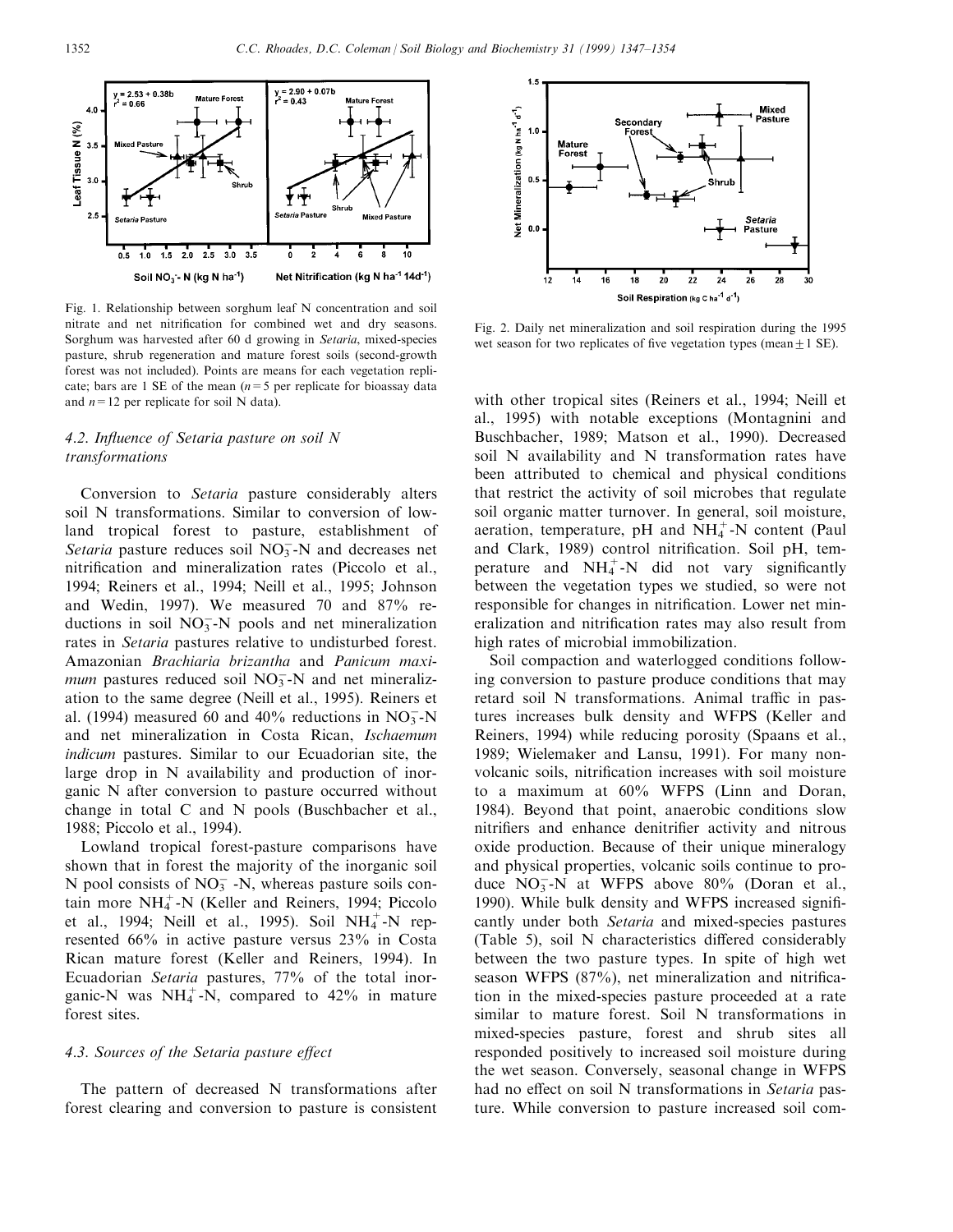Fig. 1. Relationship between sorghum leaf N concentration and soil nitrate and net nitrification for combined wet and dry seasons. Sorghum was harvested after 60 d growing in *Setaria*, mixed-species pasture, shrub regeneration and mature forest soils (second-growth forest was not included). Points are means for each vegetation replicate; bars are 1 SE of the mean ($n=5$ per replicate for bioassay data and $n=12$ per replicate for soil N data).

Fig. 2. Daily net mineralization and soil respiration during the 1995 wet season for two replicates of five vegetation types (mean $\pm$ 1 SE).

### 4.2. Influence of *Setaria* pasture on soil N transformations

Conversion to *Setaria* pasture considerably alters soil N transformations. Similar to conversion of lowland tropical forest to pasture, establishment of *Setaria* pasture reduces soil $NO_3^-$-N and decreases net nitrification and mineralization rates (Piccolo et al., 1994; Reiners et al., 1994; Neill et al., 1995; Johnson and Wedin, 1997). We measured 70 and 87% reductions in soil $NO_3^-$-N pools and net mineralization rates in *Setaria* pastures relative to undisturbed forest. Amazonian *Brachiaria brizantha* and *Panicum maximum* pastures reduced soil $NO_3^-$-N and net mineralization to the same degree (Neill et al., 1995). Reiners et al. (1994) measured 60 and 40% reductions in $NO_3^-$-N and net mineralization in Costa Rican, *Ischaemum indicum* pastures. Similar to our Ecuadorian site, the large drop in N availability and production of inorganic N after conversion to pasture occurred without change in total C and N pools (Buschbacher et al., 1988; Piccolo et al., 1994).

Lowland tropical forest-pasture comparisons have shown that in forest the majority of the inorganic soil N pool consists of $NO_3^-$ -N, whereas pasture soils contain more $NH_4^+$-N (Keller and Reiners, 1994; Piccolo et al., 1994; Neill et al., 1995). Soil $NH_4^+$-N represented 66% in active pasture versus 23% in Costa Rican mature forest (Keller and Reiners, 1994). In Ecuadorian *Setaria* pastures, 77% of the total inorganic-N was $NH_4^+$-N, compared to 42% in mature forest sites.

### 4.3. Sources of the *Setaria* pasture effect

The pattern of decreased N transformations after forest clearing and conversion to pasture is consistent with other tropical sites (Reiners et al., 1994; Neill et al., 1995) with notable exceptions (Montagnini and Buschbacher, 1989; Matson et al., 1990). Decreased soil N availability and N transformation rates have been attributed to chemical and physical conditions that restrict the activity of soil microbes that regulate soil organic matter turnover. In general, soil moisture, aeration, temperature, pH and $NH_4^+$-N content (Paul and Clark, 1989) control nitrification. Soil pH, temperature and $NH_4^+$-N did not vary significantly between the vegetation types we studied, so were not responsible for changes in nitrification. Lower net mineralization and nitrification rates may also result from high rates of microbial immobilization.

Soil compaction and waterlogged conditions following conversion to pasture produce conditions that may retard soil N transformations. Animal traffic in pastures increases bulk density and WFPS (Keller and Reiners, 1994) while reducing porosity (Spaans et al., 1989; Wielemaker and Lansu, 1991). For many nonvolcanic soils, nitrification increases with soil moisture to a maximum at 60% WFPS (Linn and Doran, 1984). Beyond that point, anaerobic conditions slow nitrifiers and enhance denitrifier activity and nitrous oxide production. Because of their unique mineralogy and physical properties, volcanic soils continue to produce $NO_3^-$-N at WFPS above 80% (Doran et al., 1990). While bulk density and WFPS increased significantly under both *Setaria* and mixed-species pastures (Table 5), soil N characteristics differed considerably between the two pasture types. In spite of high wet season WFPS (87%), net mineralization and nitrification in the mixed-species pasture proceeded at a rate similar to mature forest. Soil N transformations in mixed-species pasture, forest and shrub sites all responded positively to increased soil moisture during the wet season. Conversely, seasonal change in WFPS had no effect on soil N transformations in *Setaria* pasture. While conversion to pasture increased soil com-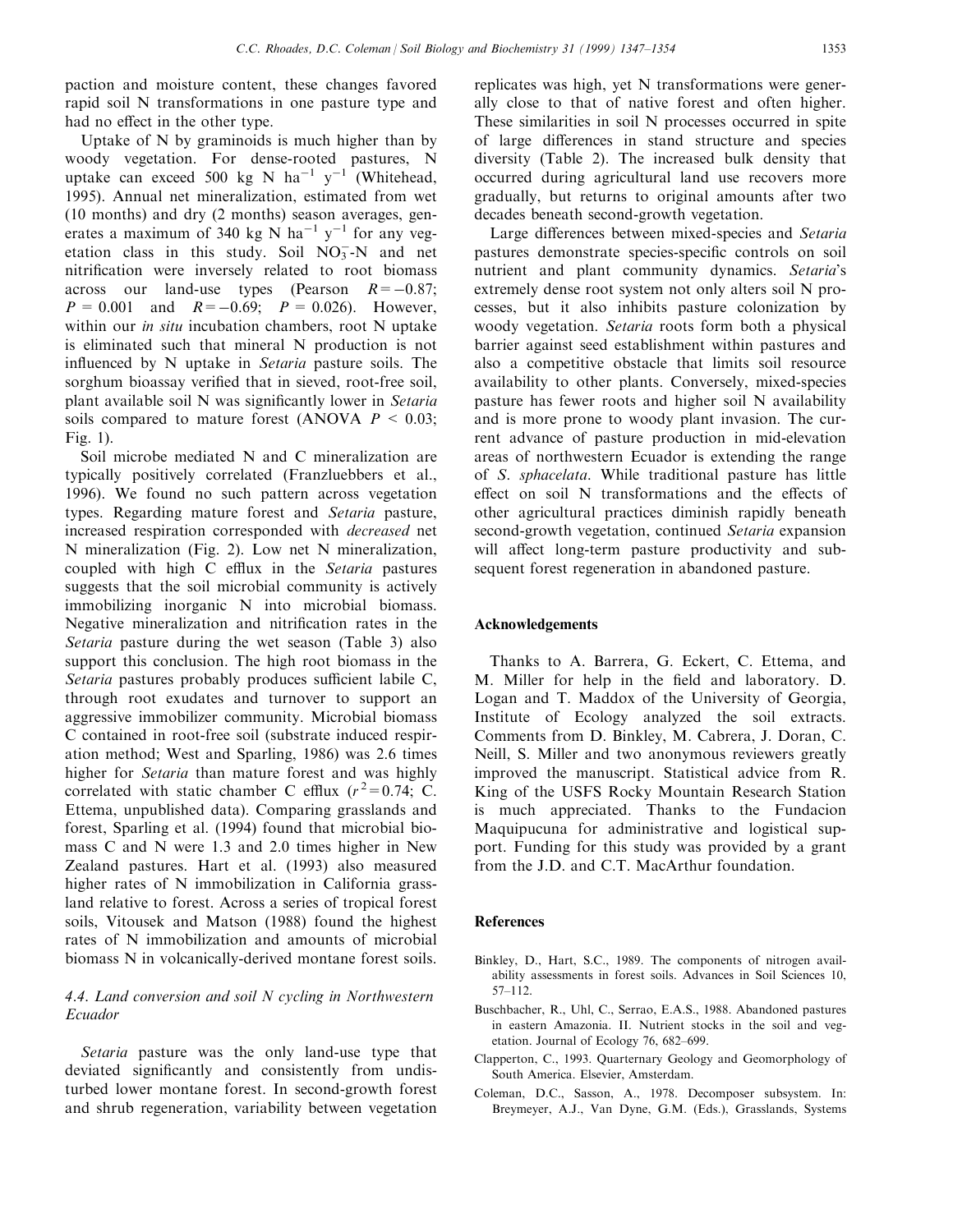paction and moisture content, these changes favored rapid soil N transformations in one pasture type and had no effect in the other type.

Uptake of N by graminoids is much higher than by woody vegetation. For dense-rooted pastures, N uptake can exceed 500 kg N $ha^{-1}$ $y^{-1}$ (Whitehead, 1995). Annual net mineralization, estimated from wet (10 months) and dry (2 months) season averages, generates a maximum of 340 kg N $ha^{-1}$ $y^{-1}$ for any vegetation class in this study. Soil $NO_3^-$-N and net nitrification were inversely related to root biomass across our land-use types (Pearson $R = -0.87$; $P = 0.001$ and $R = -0.69$; $P = 0.026$). However, within our *in situ* incubation chambers, root N uptake is eliminated such that mineral N production is not influenced by N uptake in *Setaria* pasture soils. The sorghum bioassay verified that in sieved, root-free soil, plant available soil N was significantly lower in *Setaria* soils compared to mature forest (ANOVA $P < 0.03$; Fig. 1).

Soil microbe mediated N and C mineralization are typically positively correlated (Franzluebbers et al., 1996). We found no such pattern across vegetation types. Regarding mature forest and *Setaria* pasture, increased respiration corresponded with *decreased* net N mineralization (Fig. 2). Low net N mineralization, coupled with high C efflux in the *Setaria* pastures suggests that the soil microbial community is actively immobilizing inorganic N into microbial biomass. Negative mineralization and nitrification rates in the *Setaria* pasture during the wet season (Table 3) also support this conclusion. The high root biomass in the *Setaria* pastures probably produces sufficient labile C, through root exudates and turnover to support an aggressive immobilizer community. Microbial biomass C contained in root-free soil (substrate induced respiration method; West and Sparling, 1986) was 2.6 times higher for *Setaria* than mature forest and was highly correlated with static chamber C efflux ($r^2 = 0.74$; C. Ettema, unpublished data). Comparing grasslands and forest, Sparling et al. (1994) found that microbial biomass C and N were 1.3 and 2.0 times higher in New Zealand pastures. Hart et al. (1993) also measured higher rates of N immobilization in California grassland relative to forest. Across a series of tropical forest soils, Vitousek and Matson (1988) found the highest rates of N immobilization and amounts of microbial biomass N in volcanically-derived montane forest soils.

### 4.4. Land conversion and soil N cycling in Northwestern Ecuador

*Setaria* pasture was the only land-use type that deviated significantly and consistently from undisturbed lower montane forest. In second-growth forest and shrub regeneration, variability between vegetation replicates was high, yet N transformations were generally close to that of native forest and often higher. These similarities in soil N processes occurred in spite of large differences in stand structure and species diversity (Table 2). The increased bulk density that occurred during agricultural land use recovers more gradually, but returns to original amounts after two decades beneath second-growth vegetation.

Large differences between mixed-species and *Setaria* pastures demonstrate species-specific controls on soil nutrient and plant community dynamics. *Setaria*'s extremely dense root system not only alters soil N processes, but it also inhibits pasture colonization by woody vegetation. *Setaria* roots form both a physical barrier against seed establishment within pastures and also a competitive obstacle that limits soil resource availability to other plants. Conversely, mixed-species pasture has fewer roots and higher soil N availability and is more prone to woody plant invasion. The current advance of pasture production in mid-elevation areas of northwestern Ecuador is extending the range of *S. sphacelata*. While traditional pasture has little effect on soil N transformations and the effects of other agricultural practices diminish rapidly beneath second-growth vegetation, continued *Setaria* expansion will affect long-term pasture productivity and subsequent forest regeneration in abandoned pasture.

## Acknowledgements

Thanks to A. Barrera, G. Eckert, C. Ettema, and M. Miller for help in the field and laboratory. D. Logan and T. Maddox of the University of Georgia, Institute of Ecology analyzed the soil extracts. Comments from D. Binkley, M. Cabrera, J. Doran, C. Neill, S. Miller and two anonymous reviewers greatly improved the manuscript. Statistical advice from R. King of the USFS Rocky Mountain Research Station is much appreciated. Thanks to the Fundacion Maquipucuna for administrative and logistical support. Funding for this study was provided by a grant from the J.D. and C.T. MacArthur foundation.

## References

Binkley, D., Hart, S.C., 1989. The components of nitrogen availability assessments in forest soils. Advances in Soil Sciences 10, 57–112.

Buschbacher, R., Uhl, C., Serrao, E.A.S., 1988. Abandoned pastures in eastern Amazonia. II. Nutrient stocks in the soil and vegetation. Journal of Ecology 76, 682–699.

Clapperton, C., 1993. Quarternary Geology and Geomorphology of South America. Elsevier, Amsterdam.

Coleman, D.C., Sasson, A., 1978. Decomposer subsystem. In: Breymeyer, A.J., Van Dyne, G.M. (Eds.), Grasslands, Systems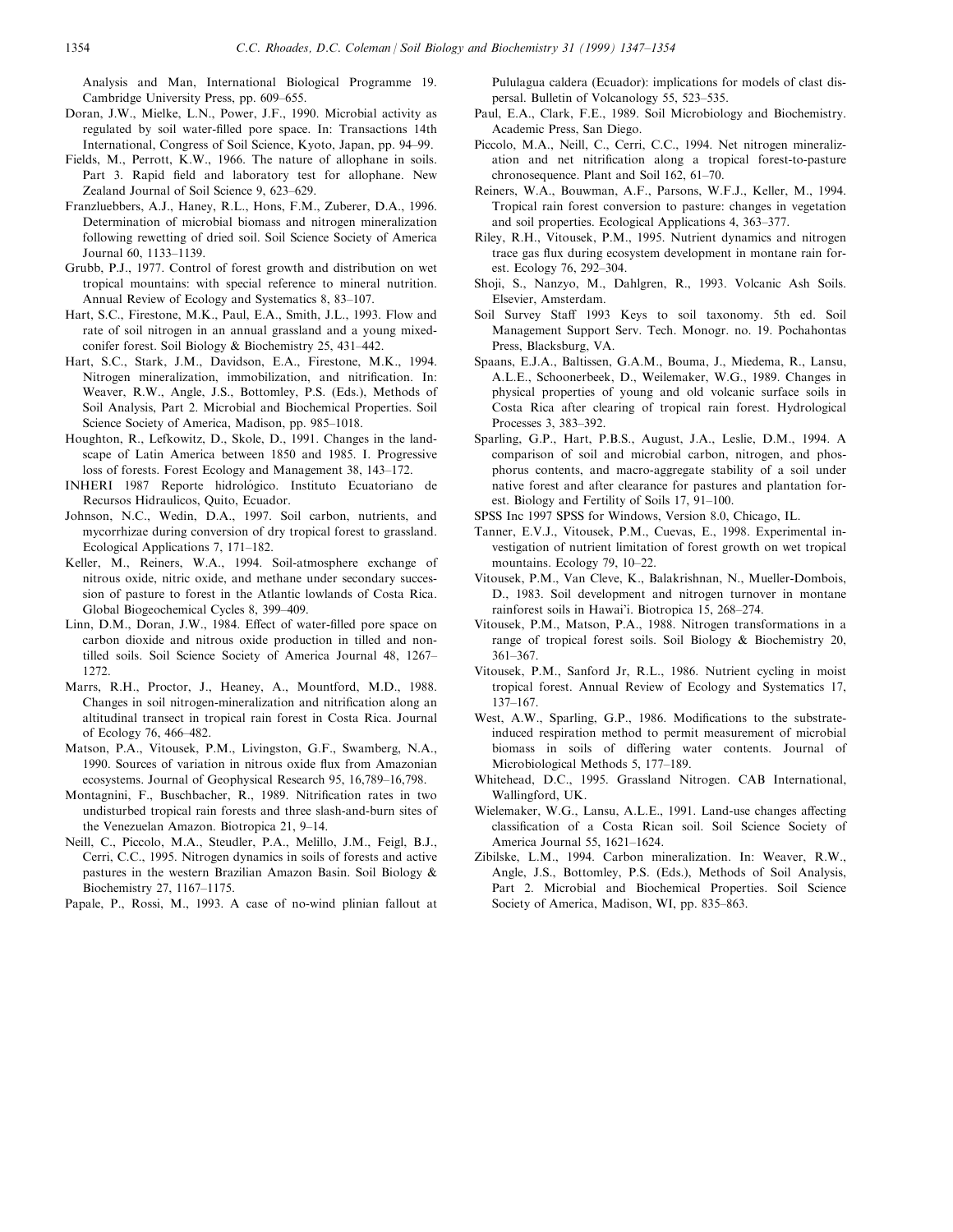Analysis and Man, International Biological Programme 19. Cambridge University Press, pp. 609–655.

Doran, J.W., Mielke, L.N., Power, J.F., 1990. Microbial activity as regulated by soil water-filled pore space. In: Transactions 14th International, Congress of Soil Science, Kyoto, Japan, pp. 94–99.

Fields, M., Perrott, K.W., 1966. The nature of allophane in soils. Part 3. Rapid field and laboratory test for allophane. New Zealand Journal of Soil Science 9, 623–629.

Franzluebbers, A.J., Haney, R.L., Hons, F.M., Zuberer, D.A., 1996. Determination of microbial biomass and nitrogen mineralization following rewetting of dried soil. Soil Science Society of America Journal 60, 1133–1139.

Grubb, P.J., 1977. Control of forest growth and distribution on wet tropical mountains: with special reference to mineral nutrition. Annual Review of Ecology and Systematics 8, 83–107.

Hart, S.C., Firestone, M.K., Paul, E.A., Smith, J.L., 1993. Flow and rate of soil nitrogen in an annual grassland and a young mixed-conifer forest. Soil Biology & Biochemistry 25, 431–442.

Hart, S.C., Stark, J.M., Davidson, E.A., Firestone, M.K., 1994. Nitrogen mineralization, immobilization, and nitrification. In: Weaver, R.W., Angle, J.S., Bottomley, P.S. (Eds.), Methods of Soil Analysis, Part 2. Microbial and Biochemical Properties. Soil Science Society of America, Madison, pp. 985–1018.

Houghton, R., Lefkowitz, D., Skole, D., 1991. Changes in the landscape of Latin America between 1850 and 1985. I. Progressive loss of forests. Forest Ecology and Management 38, 143–172.

INHERI 1987 Reporte hidrológico. Instituto Ecuatoriano de Recursos Hidraulicos, Quito, Ecuador.

Johnson, N.C., Wedin, D.A., 1997. Soil carbon, nutrients, and mycorrhizae during conversion of dry tropical forest to grassland. Ecological Applications 7, 171–182.

Keller, M., Reiners, W.A., 1994. Soil-atmosphere exchange of nitrous oxide, nitric oxide, and methane under secondary succession of pasture to forest in the Atlantic lowlands of Costa Rica. Global Biogeochemical Cycles 8, 399–409.

Linn, D.M., Doran, J.W., 1984. Effect of water-filled pore space on carbon dioxide and nitrous oxide production in tilled and non-tilled soils. Soil Science Society of America Journal 48, 1267–1272.

Marrs, R.H., Proctor, J., Heaney, A., Mountford, M.D., 1988. Changes in soil nitrogen-mineralization and nitrification along an altitudinal transect in tropical rain forest in Costa Rica. Journal of Ecology 76, 466–482.

Matson, P.A., Vitousek, P.M., Livingston, G.F., Swamberg, N.A., 1990. Sources of variation in nitrous oxide flux from Amazonian ecosystems. Journal of Geophysical Research 95, 16,789–16,798.

Montagnini, F., Buschbacher, R., 1989. Nitrification rates in two undisturbed tropical rain forests and three slash-and-burn sites of the Venezuelan Amazon. Biotropica 21, 9–14.

Neill, C., Piccolo, M.A., Steudler, P.A., Melillo, J.M., Feigl, B.J., Cerri, C.C., 1995. Nitrogen dynamics in soils of forests and active pastures in the western Brazilian Amazon Basin. Soil Biology & Biochemistry 27, 1167–1175.

Papale, P., Rossi, M., 1993. A case of no-wind plinian fallout at Pululagua caldera (Ecuador): implications for models of clast dispersal. Bulletin of Volcanology 55, 523–535.

Paul, E.A., Clark, F.E., 1989. Soil Microbiology and Biochemistry. Academic Press, San Diego.

Piccolo, M.A., Neill, C., Cerri, C.C., 1994. Net nitrogen mineralization and net nitrification along a tropical forest-to-pasture chronosequence. Plant and Soil 162, 61–70.

Reiners, W.A., Bouwman, A.F., Parsons, W.F.J., Keller, M., 1994. Tropical rain forest conversion to pasture: changes in vegetation and soil properties. Ecological Applications 4, 363–377.

Riley, R.H., Vitousek, P.M., 1995. Nutrient dynamics and nitrogen trace gas flux during ecosystem development in montane rain forest. Ecology 76, 292–304.

Shoji, S., Nanzyo, M., Dahlgren, R., 1993. Volcanic Ash Soils. Elsevier, Amsterdam.

Soil Survey Staff 1993 Keys to soil taxonomy. 5th ed. Soil Management Support Serv. Tech. Monogr. no. 19. Pochahontas Press, Blacksburg, VA.

Spaans, E.J.A., Baltissen, G.A.M., Bouma, J., Miedema, R., Lansu, A.L.E., Schoonerbeek, D., Weilemaker, W.G., 1989. Changes in physical properties of young and old volcanic surface soils in Costa Rica after clearing of tropical rain forest. Hydrological Processes 3, 383–392.

Sparling, G.P., Hart, P.B.S., August, J.A., Leslie, D.M., 1994. A comparison of soil and microbial carbon, nitrogen, and phosphorus contents, and macro-aggregate stability of a soil under native forest and after clearance for pastures and plantation forest. Biology and Fertility of Soils 17, 91–100.

SPSS Inc 1997 SPSS for Windows, Version 8.0, Chicago, IL.

Tanner, E.V.J., Vitousek, P.M., Cuevas, E., 1998. Experimental investigation of nutrient limitation of forest growth on wet tropical mountains. Ecology 79, 10–22.

Vitousek, P.M., Van Cleve, K., Balakrishnan, N., Mueller-Dombois, D., 1983. Soil development and nitrogen turnover in montane rainforest soils in Hawai'i. Biotropica 15, 268–274.

Vitousek, P.M., Matson, P.A., 1988. Nitrogen transformations in a range of tropical forest soils. Soil Biology & Biochemistry 20, 361–367.

Vitousek, P.M., Sanford Jr, R.L., 1986. Nutrient cycling in moist tropical forest. Annual Review of Ecology and Systematics 17, 137–167.

West, A.W., Sparling, G.P., 1986. Modifications to the substrate-induced respiration method to permit measurement of microbial biomass in soils of differing water contents. Journal of Microbiological Methods 5, 177–189.

Whitehead, D.C., 1995. Grassland Nitrogen. CAB International, Wallingford, UK.

Wielemaker, W.G., Lansu, A.L.E., 1991. Land-use changes affecting classification of a Costa Rican soil. Soil Science Society of America Journal 55, 1621–1624.

Zibilske, L.M., 1994. Carbon mineralization. In: Weaver, R.W., Angle, J.S., Bottomley, P.S. (Eds.), Methods of Soil Analysis, Part 2. Microbial and Biochemical Properties. Soil Science Society of America, Madison, WI, pp. 835–863.